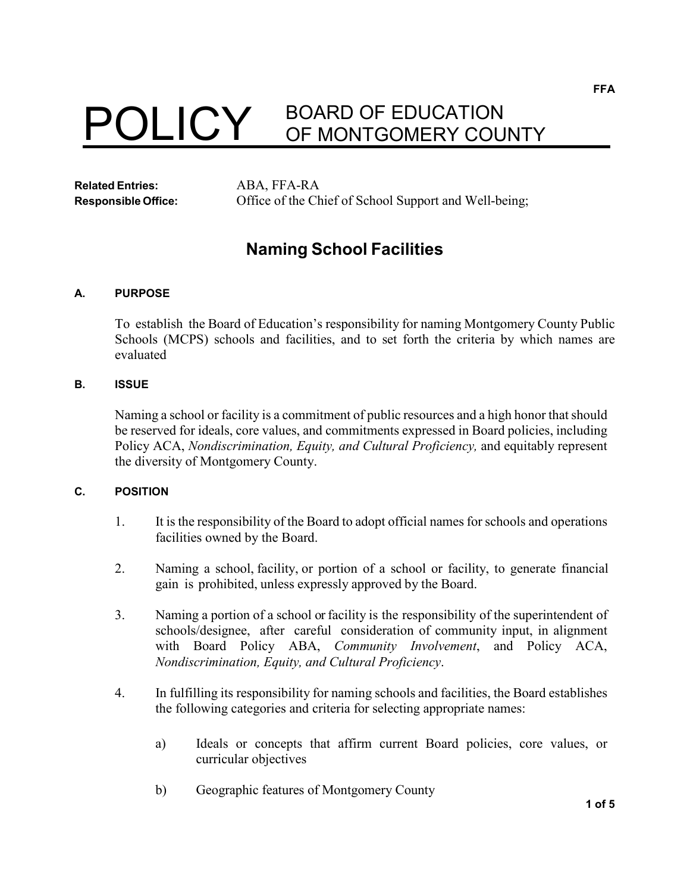FFA

# POLICY BOARD OF EDUCATION OF MONTGOMERY COUNTY

**Related Entries:** ABA, FFA-RA
**Responsible Office:** Office of the Chief of School Support and Well-being;

## Naming School Facilities

### A. PURPOSE

To establish the Board of Education's responsibility for naming Montgomery County Public Schools (MCPS) schools and facilities, and to set forth the criteria by which names are evaluated

### B. ISSUE

Naming a school or facility is a commitment of public resources and a high honor that should be reserved for ideals, core values, and commitments expressed in Board policies, including Policy ACA, *Nondiscrimination, Equity, and Cultural Proficiency,* and equitably represent the diversity of Montgomery County.

### C. POSITION

1. It is the responsibility of the Board to adopt official names for schools and operations facilities owned by the Board.

2. Naming a school, facility, or portion of a school or facility, to generate financial gain is prohibited, unless expressly approved by the Board.

3. Naming a portion of a school or facility is the responsibility of the superintendent of schools/designee, after careful consideration of community input, in alignment with Board Policy ABA, *Community Involvement*, and Policy ACA, *Nondiscrimination, Equity, and Cultural Proficiency*.

4. In fulfilling its responsibility for naming schools and facilities, the Board establishes the following categories and criteria for selecting appropriate names:

    a) Ideals or concepts that affirm current Board policies, core values, or curricular objectives

    b) Geographic features of Montgomery County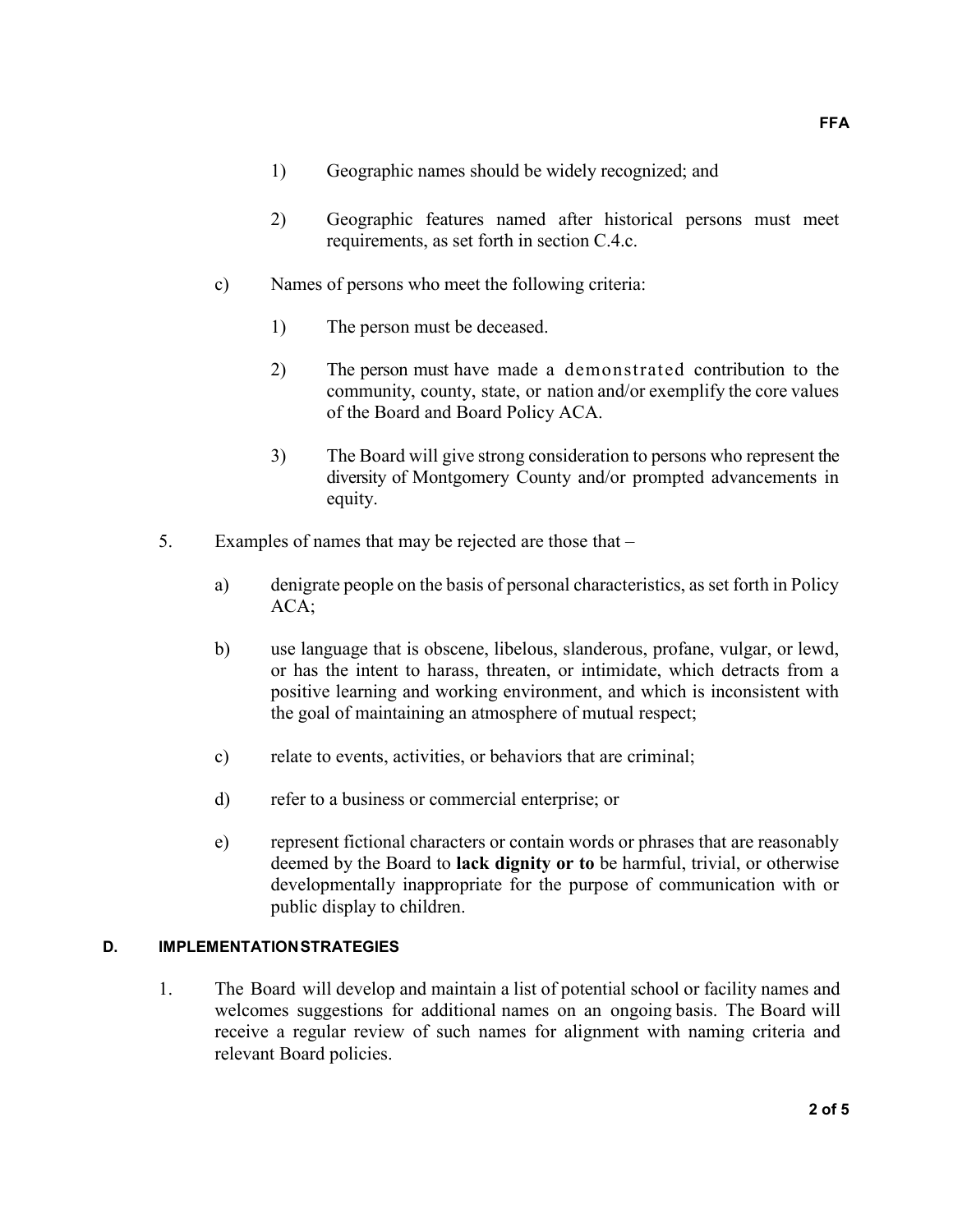1) Geographic names should be widely recognized; and

2) Geographic features named after historical persons must meet requirements, as set forth in section C.4.c.

c) Names of persons who meet the following criteria:

1) The person must be deceased.

2) The person must have made a demonstrated contribution to the community, county, state, or nation and/or exemplify the core values of the Board and Board Policy ACA.

3) The Board will give strong consideration to persons who represent the diversity of Montgomery County and/or prompted advancements in equity.

5. Examples of names that may be rejected are those that –

a) denigrate people on the basis of personal characteristics, as set forth in Policy ACA;

b) use language that is obscene, libelous, slanderous, profane, vulgar, or lewd, or has the intent to harass, threaten, or intimidate, which detracts from a positive learning and working environment, and which is inconsistent with the goal of maintaining an atmosphere of mutual respect;

c) relate to events, activities, or behaviors that are criminal;

d) refer to a business or commercial enterprise; or

e) represent fictional characters or contain words or phrases that are reasonably deemed by the Board to **lack dignity or to** be harmful, trivial, or otherwise developmentally inappropriate for the purpose of communication with or public display to children.

## D. IMPLEMENTATION STRATEGIES

1. The Board will develop and maintain a list of potential school or facility names and welcomes suggestions for additional names on an ongoing basis. The Board will receive a regular review of such names for alignment with naming criteria and relevant Board policies.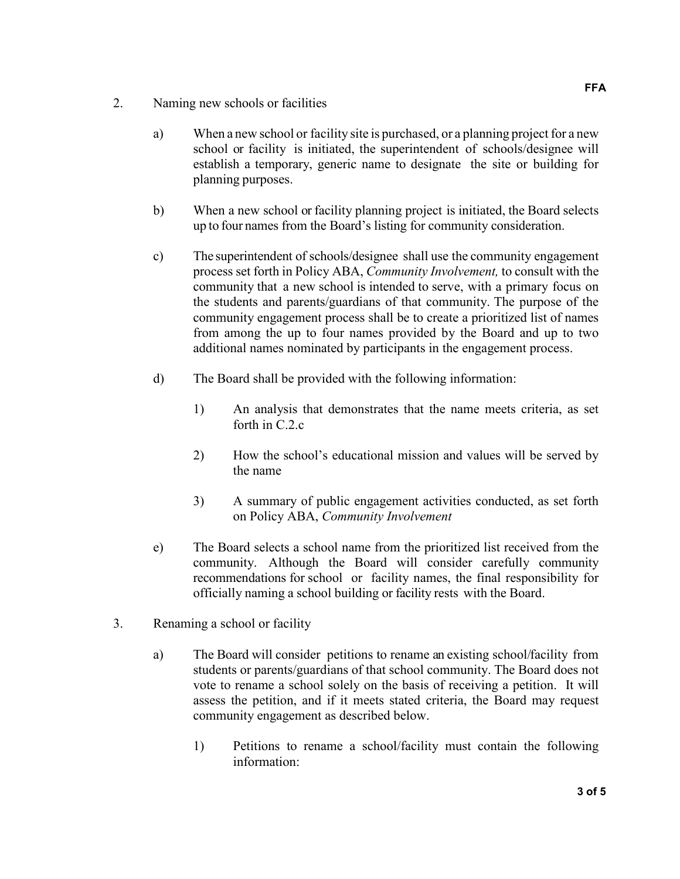2. Naming new schools or facilities

   a) When a new school or facility site is purchased, or a planning project for a new school or facility is initiated, the superintendent of schools/designee will establish a temporary, generic name to designate the site or building for planning purposes.

   b) When a new school or facility planning project is initiated, the Board selects up to four names from the Board's listing for community consideration.

   c) The superintendent of schools/designee shall use the community engagement process set forth in Policy ABA, *Community Involvement,* to consult with the community that a new school is intended to serve, with a primary focus on the students and parents/guardians of that community. The purpose of the community engagement process shall be to create a prioritized list of names from among the up to four names provided by the Board and up to two additional names nominated by participants in the engagement process.

   d) The Board shall be provided with the following information:

      1) An analysis that demonstrates that the name meets criteria, as set forth in C.2.c

      2) How the school's educational mission and values will be served by the name

      3) A summary of public engagement activities conducted, as set forth on Policy ABA, *Community Involvement*

   e) The Board selects a school name from the prioritized list received from the community. Although the Board will consider carefully community recommendations for school or facility names, the final responsibility for officially naming a school building or facility rests with the Board.

3. Renaming a school or facility

   a) The Board will consider petitions to rename an existing school/facility from students or parents/guardians of that school community. The Board does not vote to rename a school solely on the basis of receiving a petition. It will assess the petition, and if it meets stated criteria, the Board may request community engagement as described below.

      1) Petitions to rename a school/facility must contain the following information: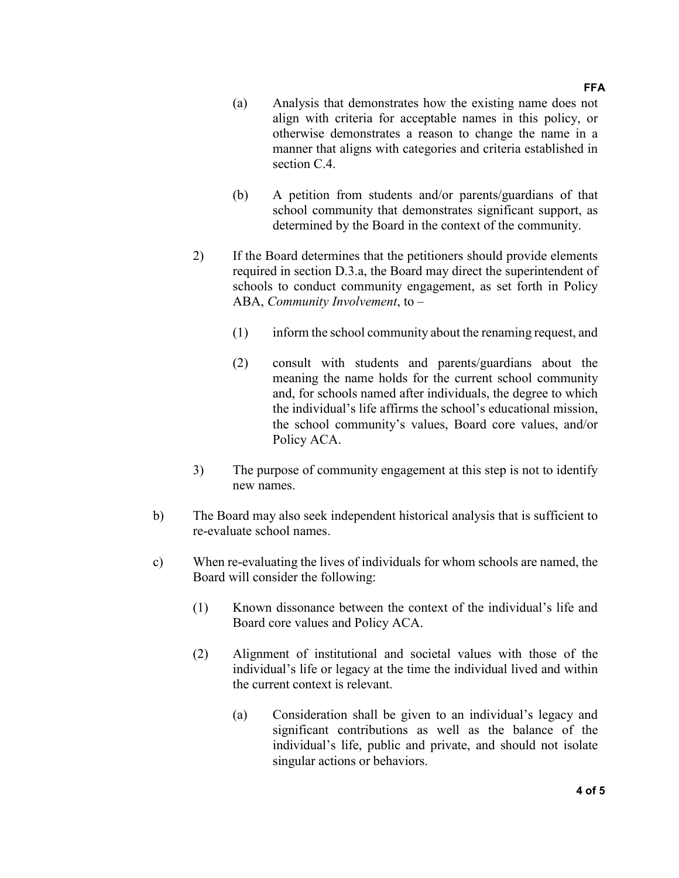(a) Analysis that demonstrates how the existing name does not align with criteria for acceptable names in this policy, or otherwise demonstrates a reason to change the name in a manner that aligns with categories and criteria established in section C.4.

(b) A petition from students and/or parents/guardians of that school community that demonstrates significant support, as determined by the Board in the context of the community.

2) If the Board determines that the petitioners should provide elements required in section D.3.a, the Board may direct the superintendent of schools to conduct community engagement, as set forth in Policy ABA, *Community Involvement*, to –

   (1) inform the school community about the renaming request, and

   (2) consult with students and parents/guardians about the meaning the name holds for the current school community and, for schools named after individuals, the degree to which the individual's life affirms the school's educational mission, the school community's values, Board core values, and/or Policy ACA.

3) The purpose of community engagement at this step is not to identify new names.

b) The Board may also seek independent historical analysis that is sufficient to re-evaluate school names.

c) When re-evaluating the lives of individuals for whom schools are named, the Board will consider the following:

   (1) Known dissonance between the context of the individual's life and Board core values and Policy ACA.

   (2) Alignment of institutional and societal values with those of the individual's life or legacy at the time the individual lived and within the current context is relevant.

      (a) Consideration shall be given to an individual's legacy and significant contributions as well as the balance of the individual's life, public and private, and should not isolate singular actions or behaviors.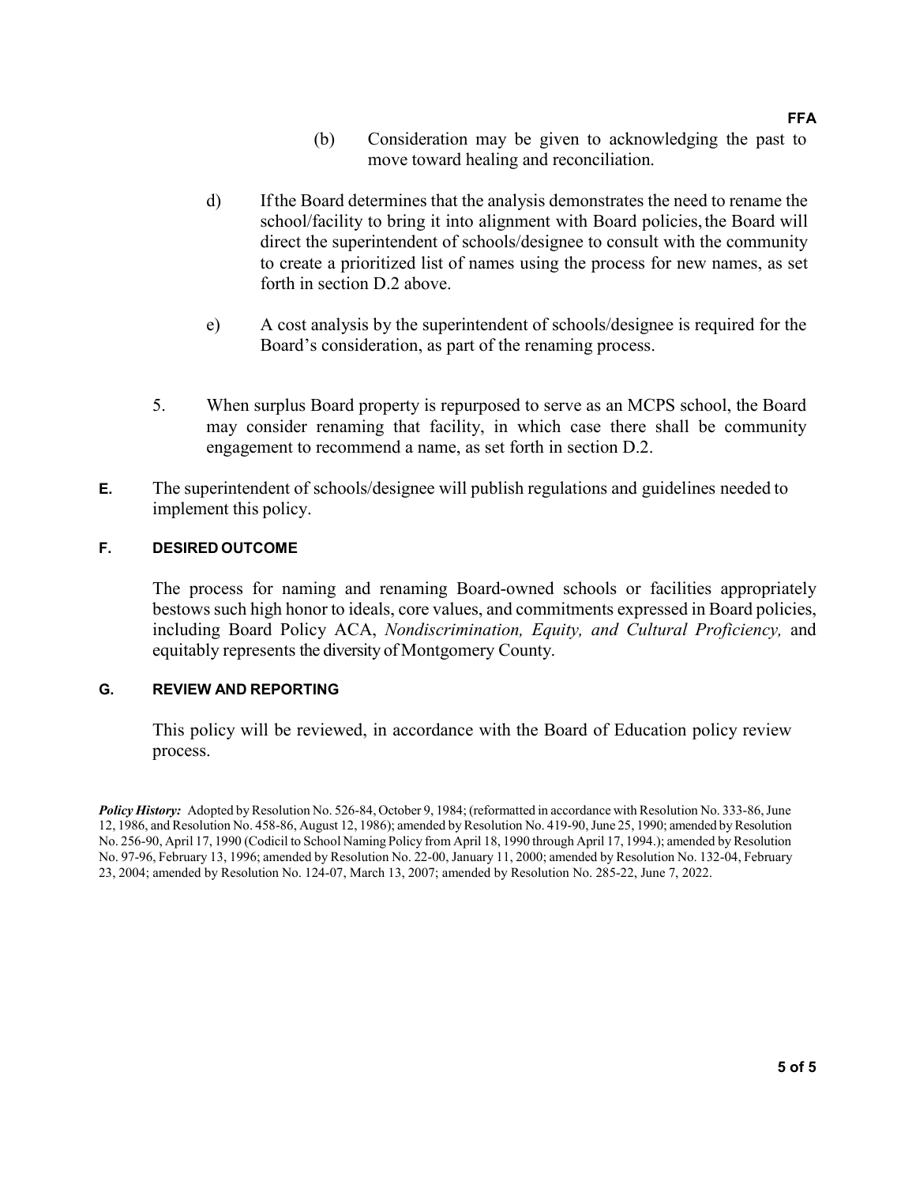(b) Consideration may be given to acknowledging the past to move toward healing and reconciliation.

d) If the Board determines that the analysis demonstrates the need to rename the school/facility to bring it into alignment with Board policies, the Board will direct the superintendent of schools/designee to consult with the community to create a prioritized list of names using the process for new names, as set forth in section D.2 above.

e) A cost analysis by the superintendent of schools/designee is required for the Board's consideration, as part of the renaming process.

5. When surplus Board property is repurposed to serve as an MCPS school, the Board may consider renaming that facility, in which case there shall be community engagement to recommend a name, as set forth in section D.2.

**E.** The superintendent of schools/designee will publish regulations and guidelines needed to implement this policy.

## F. DESIRED OUTCOME

The process for naming and renaming Board-owned schools or facilities appropriately bestows such high honor to ideals, core values, and commitments expressed in Board policies, including Board Policy ACA, *Nondiscrimination, Equity, and Cultural Proficiency,* and equitably represents the diversity of Montgomery County.

## G. REVIEW AND REPORTING

This policy will be reviewed, in accordance with the Board of Education policy review process.

***Policy History:*** Adopted by Resolution No. 526-84, October 9, 1984; (reformatted in accordance with Resolution No. 333-86, June 12, 1986, and Resolution No. 458-86, August 12, 1986); amended by Resolution No. 419-90, June 25, 1990; amended by Resolution No. 256-90, April 17, 1990 (Codicil to School Naming Policy from April 18, 1990 through April 17, 1994.); amended by Resolution No. 97-96, February 13, 1996; amended by Resolution No. 22-00, January 11, 2000; amended by Resolution No. 132-04, February 23, 2004; amended by Resolution No. 124-07, March 13, 2007; amended by Resolution No. 285-22, June 7, 2022.